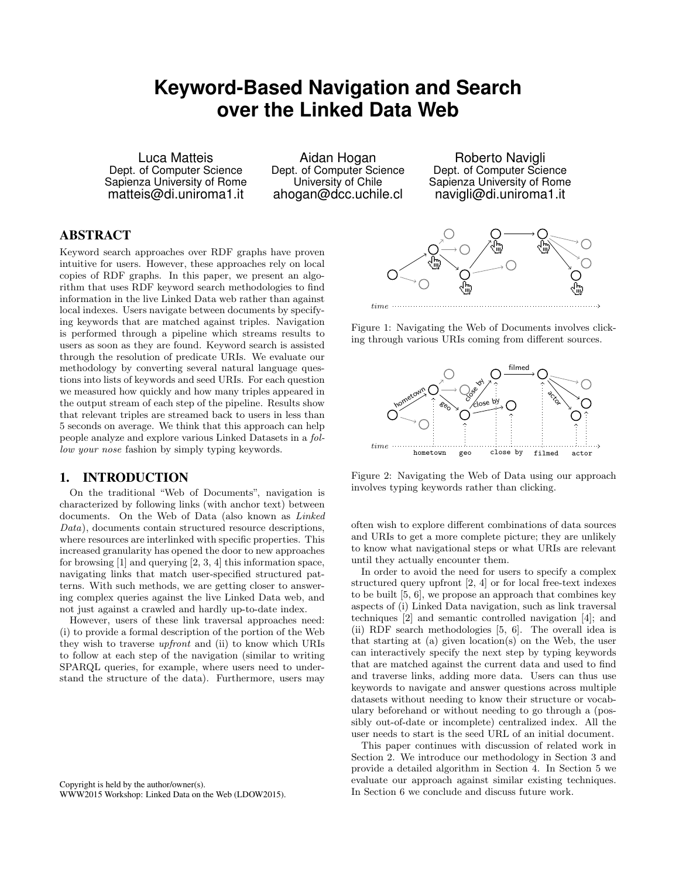# Keyword-Based Navigation and Search over the Linked Data Web

Luca Matteis
Dept. of Computer Science
Sapienza University of Rome
matteis@di.uniroma1.it

Aidan Hogan
Dept. of Computer Science
University of Chile
ahogan@dcc.uchile.cl

Roberto Navigli
Dept. of Computer Science
Sapienza University of Rome
navigli@di.uniroma1.it

## ABSTRACT

Keyword search approaches over RDF graphs have proven intuitive for users. However, these approaches rely on local copies of RDF graphs. In this paper, we present an algorithm that uses RDF keyword search methodologies to find information in the live Linked Data web rather than against local indexes. Users navigate between documents by specifying keywords that are matched against triples. Navigation is performed through a pipeline which streams results to users as soon as they are found. Keyword search is assisted through the resolution of predicate URIs. We evaluate our methodology by converting several natural language questions into lists of keywords and seed URIs. For each question we measured how quickly and how many triples appeared in the output stream of each step of the pipeline. Results show that relevant triples are streamed back to users in less than 5 seconds on average. We think that this approach can help people analyze and explore various Linked Datasets in a *follow your nose* fashion by simply typing keywords.

## 1. INTRODUCTION

On the traditional "Web of Documents", navigation is characterized by following links (with anchor text) between documents. On the Web of Data (also known as *Linked Data*), documents contain structured resource descriptions, where resources are interlinked with specific properties. This increased granularity has opened the door to new approaches for browsing [1] and querying [2, 3, 4] this information space, navigating links that match user-specified structured patterns. With such methods, we are getting closer to answering complex queries against the live Linked Data web, and not just against a crawled and hardly up-to-date index.

However, users of these link traversal approaches need: (i) to provide a formal description of the portion of the Web they wish to traverse *upfront* and (ii) to know which URIs to follow at each step of the navigation (similar to writing SPARQL queries, for example, where users need to understand the structure of the data). Furthermore, users may often wish to explore different combinations of data sources and URIs to get a more complete picture; they are unlikely to know what navigational steps or what URIs are relevant until they actually encounter them.

Figure 1: Navigating the Web of Documents involves clicking through various URIs coming from different sources.

Figure 2: Navigating the Web of Data using our approach involves typing keywords rather than clicking.

In order to avoid the need for users to specify a complex structured query upfront [2, 4] or for local free-text indexes to be built [5, 6], we propose an approach that combines key aspects of (i) Linked Data navigation, such as link traversal techniques [2] and semantic controlled navigation [4]; and (ii) RDF search methodologies [5, 6]. The overall idea is that starting at (a) given location(s) on the Web, the user can interactively specify the next step by typing keywords that are matched against the current data and used to find and traverse links, adding more data. Users can thus use keywords to navigate and answer questions across multiple datasets without needing to know their structure or vocabulary beforehand or without needing to go through a (possibly out-of-date or incomplete) centralized index. All the user needs to start is the seed URL of an initial document.

This paper continues with discussion of related work in Section 2. We introduce our methodology in Section 3 and provide a detailed algorithm in Section 4. In Section 5 we evaluate our approach against similar existing techniques. In Section 6 we conclude and discuss future work.

Copyright is held by the author/owner(s).
WWW2015 Workshop: Linked Data on the Web (LDOW2015).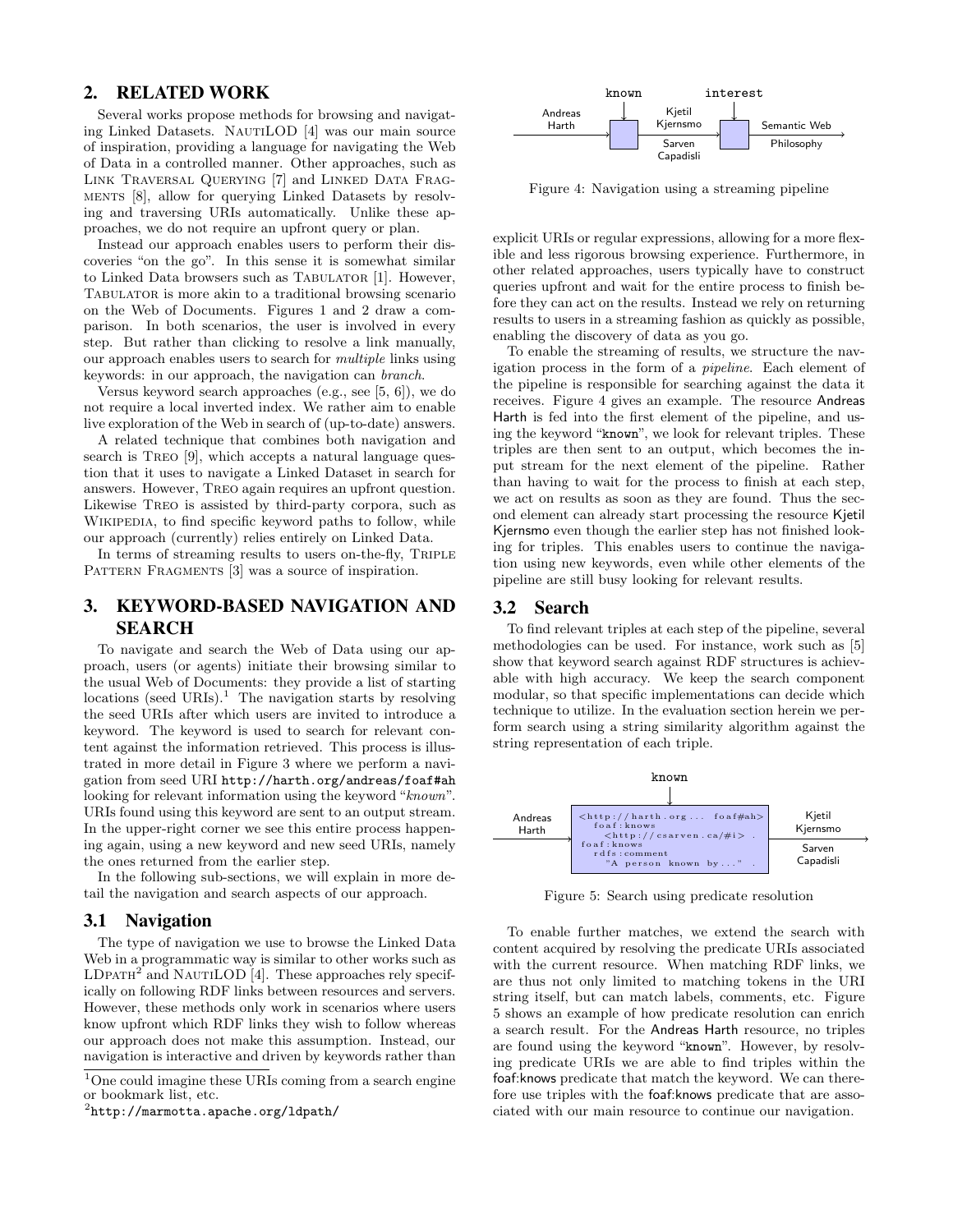## 2. RELATED WORK

Several works propose methods for browsing and navigating Linked Datasets. NautiLOD [4] was our main source of inspiration, providing a language for navigating the Web of Data in a controlled manner. Other approaches, such as Link Traversal Querying [7] and Linked Data Fragments [8], allow for querying Linked Datasets by resolving and traversing URIs automatically. Unlike these approaches, we do not require an upfront query or plan.

Instead our approach enables users to perform their discoveries "on the go". In this sense it is somewhat similar to Linked Data browsers such as Tabulator [1]. However, Tabulator is more akin to a traditional browsing scenario on the Web of Documents. Figures 1 and 2 draw a comparison. In both scenarios, the user is involved in every step. But rather than clicking to resolve a link manually, our approach enables users to search for *multiple* links using keywords: in our approach, the navigation can *branch*.

Versus keyword search approaches (e.g., see [5, 6]), we do not require a local inverted index. We rather aim to enable live exploration of the Web in search of (up-to-date) answers.

A related technique that combines both navigation and search is Treo [9], which accepts a natural language question that it uses to navigate a Linked Dataset in search for answers. However, Treo again requires an upfront question. Likewise Treo is assisted by third-party corpora, such as Wikipedia, to find specific keyword paths to follow, while our approach (currently) relies entirely on Linked Data.

In terms of streaming results to users on-the-fly, Triple Pattern Fragments [3] was a source of inspiration.

## 3. KEYWORD-BASED NAVIGATION AND SEARCH

To navigate and search the Web of Data using our approach, users (or agents) initiate their browsing similar to the usual Web of Documents: they provide a list of starting locations (seed URIs).[1] The navigation starts by resolving the seed URIs after which users are invited to introduce a keyword. The keyword is used to search for relevant content against the information retrieved. This process is illustrated in more detail in Figure 3 where we perform a navigation from seed URI `http://harth.org/andreas/foaf#ah` looking for relevant information using the keyword "*known*". URIs found using this keyword are sent to an output stream. In the upper-right corner we see this entire process happening again, using a new keyword and new seed URIs, namely the ones returned from the earlier step.

In the following sub-sections, we will explain in more detail the navigation and search aspects of our approach.

### 3.1 Navigation

The type of navigation we use to browse the Linked Data Web in a programmatic way is similar to other works such as LDPath[2] and NautiLOD [4]. These approaches rely specifically on following RDF links between resources and servers. However, these methods only work in scenarios where users know upfront which RDF links they wish to follow whereas our approach does not make this assumption. Instead, our navigation is interactive and driven by keywords rather than explicit URIs or regular expressions, allowing for a more flexible and less rigorous browsing experience. Furthermore, in other related approaches, users typically have to construct queries upfront and wait for the entire process to finish before they can act on the results. Instead we rely on returning results to users in a streaming fashion as quickly as possible, enabling the discovery of data as you go.

To enable the streaming of results, we structure the navigation process in the form of a *pipeline*. Each element of the pipeline is responsible for searching against the data it receives. Figure 4 gives an example. The resource Andreas Harth is fed into the first element of the pipeline, and using the keyword "known", we look for relevant triples. These triples are then sent to an output, which becomes the input stream for the next element of the pipeline. Rather than having to wait for the process to finish at each step, we act on results as soon as they are found. Thus the second element can already start processing the resource Kjetil Kjernsmo even though the earlier step has not finished looking for triples. This enables users to continue the navigation using new keywords, even while other elements of the pipeline are still busy looking for relevant results.

Figure 4: Navigation using a streaming pipeline

### 3.2 Search

To find relevant triples at each step of the pipeline, several methodologies can be used. For instance, work such as [5] show that keyword search against RDF structures is achievable with high accuracy. We keep the search component modular, so that specific implementations can decide which technique to utilize. In the evaluation section herein we perform search using a string similarity algorithm against the string representation of each triple.

Figure 5: Search using predicate resolution

To enable further matches, we extend the search with content acquired by resolving the predicate URIs associated with the current resource. When matching RDF links, we are thus not only limited to matching tokens in the URI string itself, but can match labels, comments, etc. Figure 5 shows an example of how predicate resolution can enrich a search result. For the Andreas Harth resource, no triples are found using the keyword "known". However, by resolving predicate URIs we are able to find triples within the foaf:knows predicate that match the keyword. We can therefore use triples with the foaf:knows predicate that are associated with our main resource to continue our navigation.

[1] One could imagine these URIs coming from a search engine or bookmark list, etc.

[2] `http://marmotta.apache.org/ldpath/`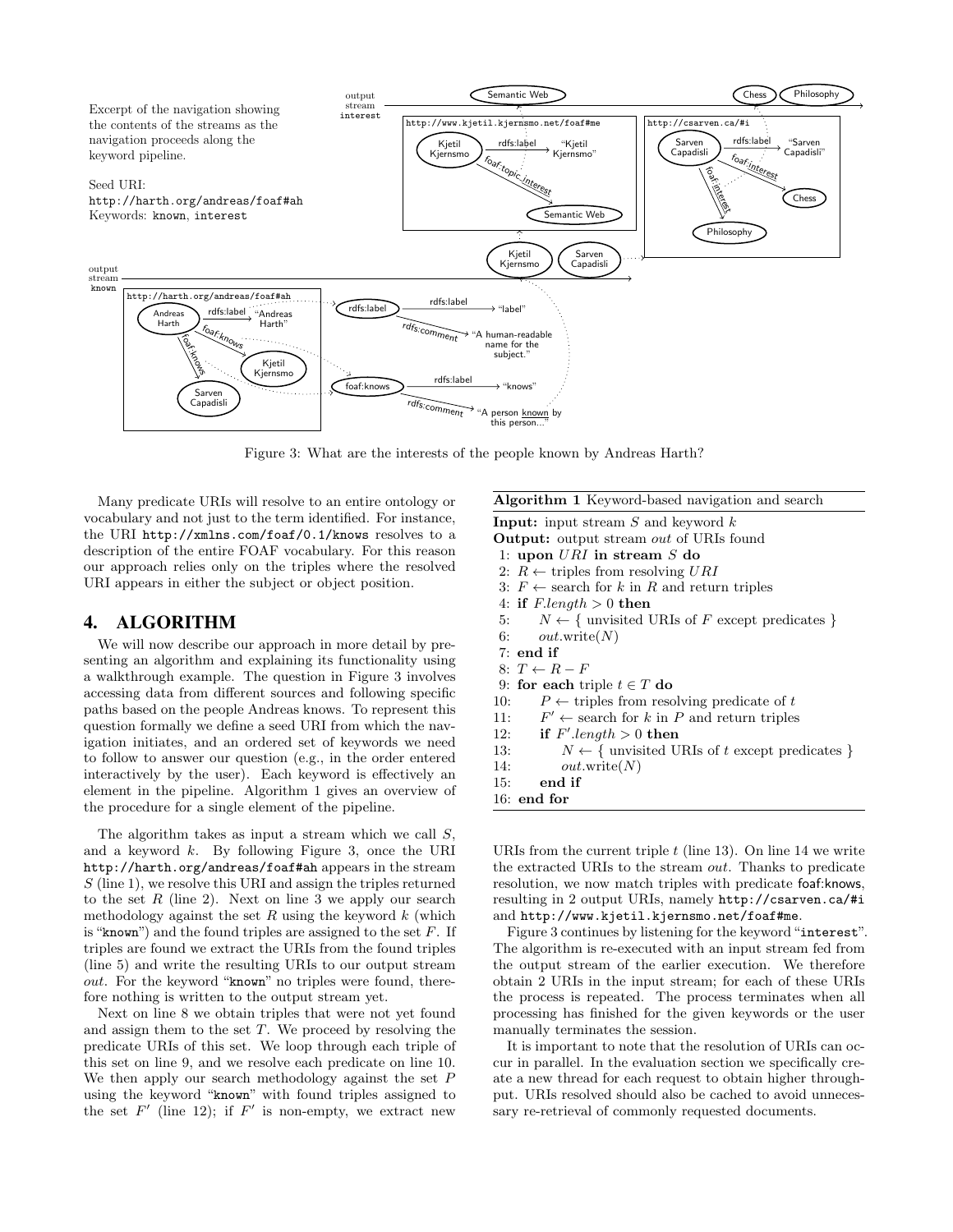Excerpt of the navigation showing the contents of the streams as the navigation proceeds along the keyword pipeline.

Seed URI:
`http://harth.org/andreas/foaf#ah`
Keywords: `known`, `interest`

Figure 3: What are the interests of the people known by Andreas Harth?

Many predicate URIs will resolve to an entire ontology or vocabulary and not just to the term identified. For instance, the URI `http://xmlns.com/foaf/0.1/knows` resolves to a description of the entire FOAF vocabulary. For this reason our approach relies only on the triples where the resolved URI appears in either the subject or object position.

# 4. ALGORITHM

We will now describe our approach in more detail by presenting an algorithm and explaining its functionality using a walkthrough example. The question in Figure 3 involves accessing data from different sources and following specific paths based on the people Andreas knows. To represent this question formally we define a seed URI from which the navigation initiates, and an ordered set of keywords we need to follow to answer our question (e.g., in the order entered interactively by the user). Each keyword is effectively an element in the pipeline. Algorithm 1 gives an overview of the procedure for a single element of the pipeline.

The algorithm takes as input a stream which we call $S$, and a keyword $k$. By following Figure 3, once the URI `http://harth.org/andreas/foaf#ah` appears in the stream $S$ (line 1), we resolve this URI and assign the triples returned to the set $R$ (line 2). Next on line 3 we apply our search methodology against the set $R$ using the keyword $k$ (which is "`known`") and the found triples are assigned to the set $F$. If triples are found we extract the URIs from the found triples (line 5) and write the resulting URIs to our output stream *out*. For the keyword "`known`" no triples were found, therefore nothing is written to the output stream yet.

Next on line 8 we obtain triples that were not yet found and assign them to the set $T$. We proceed by resolving the predicate URIs of this set. We loop through each triple of this set on line 9, and we resolve each predicate on line 10. We then apply our search methodology against the set $P$ using the keyword "`known`" with found triples assigned to the set $F'$ (line 12); if $F'$ is non-empty, we extract new URIs from the current triple $t$ (line 13). On line 14 we write the extracted URIs to the stream *out*. Thanks to predicate resolution, we now match triples with predicate foaf:knows, resulting in 2 output URIs, namely `http://csarven.ca/#i` and `http://www.kjetil.kjernsmo.net/foaf#me`.

**Algorithm 1** Keyword-based navigation and search

**Input:** input stream $S$ and keyword $k$
**Output:** output stream *out* of URIs found

1: **upon** $URI$ **in stream** $S$ **do**
2: $R \leftarrow$ triples from resolving $URI$
3: $F \leftarrow$ search for $k$ in $R$ and return triples
4: **if** $F.length > 0$ **then**
5: $\quad N \leftarrow$ { unvisited URIs of $F$ except predicates }
6: $\quad out.\text{write}(N)$
7: **end if**
8: $T \leftarrow R - F$
9: **for each** triple $t \in T$ **do**
10: $\quad P \leftarrow$ triples from resolving predicate of $t$
11: $\quad F' \leftarrow$ search for $k$ in $P$ and return triples
12: $\quad$ **if** $F'.length > 0$ **then**
13: $\quad\quad N \leftarrow$ { unvisited URIs of $t$ except predicates }
14: $\quad\quad out.\text{write}(N)$
15: $\quad$ **end if**
16: **end for**

Figure 3 continues by listening for the keyword "`interest`". The algorithm is re-executed with an input stream fed from the output stream of the earlier execution. We therefore obtain 2 URIs in the input stream; for each of these URIs the process is repeated. The process terminates when all processing has finished for the given keywords or the user manually terminates the session.

It is important to note that the resolution of URIs can occur in parallel. In the evaluation section we specifically create a new thread for each request to obtain higher throughput. URIs resolved should also be cached to avoid unnecessary re-retrieval of commonly requested documents.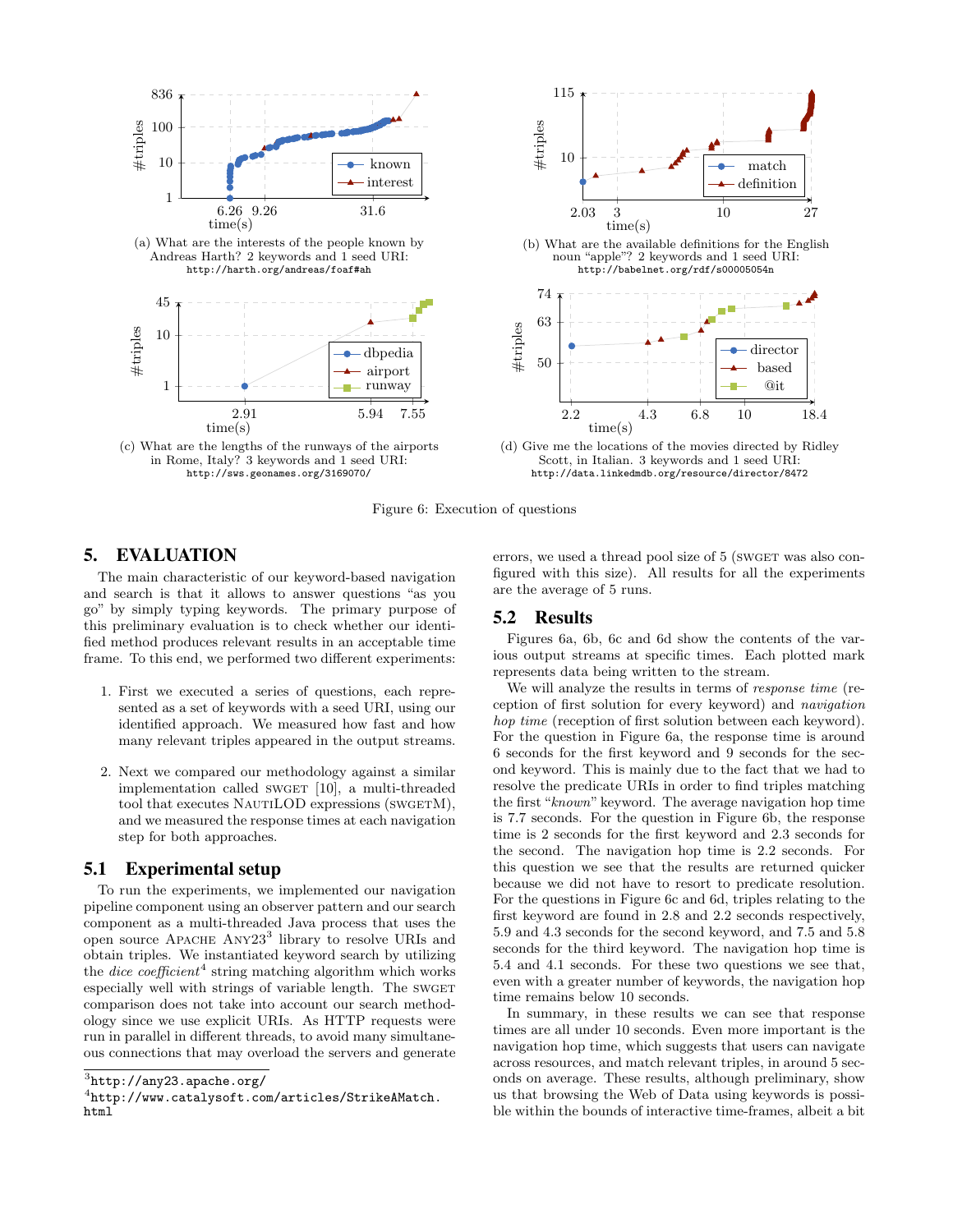(a) What are the interests of the people known by Andreas Harth? 2 keywords and 1 seed URI: `http://harth.org/andreas/foaf#ah`

(b) What are the available definitions for the English noun "apple"? 2 keywords and 1 seed URI: `http://babelnet.org/rdf/s00005054n`

(c) What are the lengths of the runways of the airports in Rome, Italy? 3 keywords and 1 seed URI: `http://sws.geonames.org/3169070/`

(d) Give me the locations of the movies directed by Ridley Scott, in Italian. 3 keywords and 1 seed URI: `http://data.linkedmdb.org/resource/director/8472`

Figure 6: Execution of questions

## 5. EVALUATION

The main characteristic of our keyword-based navigation and search is that it allows to answer questions "as you go" by simply typing keywords. The primary purpose of this preliminary evaluation is to check whether our identified method produces relevant results in an acceptable time frame. To this end, we performed two different experiments:

1. First we executed a series of questions, each represented as a set of keywords with a seed URI, using our identified approach. We measured how fast and how many relevant triples appeared in the output streams.
2. Next we compared our methodology against a similar implementation called SWGET [10], a multi-threaded tool that executes NAUTILOD expressions (SWGETM), and we measured the response times at each navigation step for both approaches.

### 5.1 Experimental setup

To run the experiments, we implemented our navigation pipeline component using an observer pattern and our search component as a multi-threaded Java process that uses the open source APACHE ANY23[3] library to resolve URIs and obtain triples. We instantiated keyword search by utilizing the *dice coefficient*[4] string matching algorithm which works especially well with strings of variable length. The SWGET comparison does not take into account our search methodology since we use explicit URIs. As HTTP requests were run in parallel in different threads, to avoid many simultaneous connections that may overload the servers and generate errors, we used a thread pool size of 5 (SWGET was also configured with this size). All results for all the experiments are the average of 5 runs.

### 5.2 Results

Figures 6a, 6b, 6c and 6d show the contents of the various output streams at specific times. Each plotted mark represents data being written to the stream.

We will analyze the results in terms of *response time* (reception of first solution for every keyword) and *navigation hop time* (reception of first solution between each keyword). For the question in Figure 6a, the response time is around 6 seconds for the first keyword and 9 seconds for the second keyword. This is mainly due to the fact that we had to resolve the predicate URIs in order to find triples matching the first "*known*" keyword. The average navigation hop time is 7.7 seconds. For the question in Figure 6b, the response time is 2 seconds for the first keyword and 2.3 seconds for the second. The navigation hop time is 2.2 seconds. For this question we see that the results are returned quicker because we did not have to resort to predicate resolution. For the questions in Figure 6c and 6d, triples relating to the first keyword are found in 2.8 and 2.2 seconds respectively, 5.9 and 4.3 seconds for the second keyword, and 7.5 and 5.8 seconds for the third keyword. The navigation hop time is 5.4 and 4.1 seconds. For these two questions we see that, even with a greater number of keywords, the navigation hop time remains below 10 seconds.

In summary, in these results we can see that response times are all under 10 seconds. Even more important is the navigation hop time, which suggests that users can navigate across resources, and match relevant triples, in around 5 seconds on average. These results, although preliminary, show us that browsing the Web of Data using keywords is possible within the bounds of interactive time-frames, albeit a bit

[3] `http://any23.apache.org/`

[4] `http://www.catalysoft.com/articles/StrikeAMatch.html`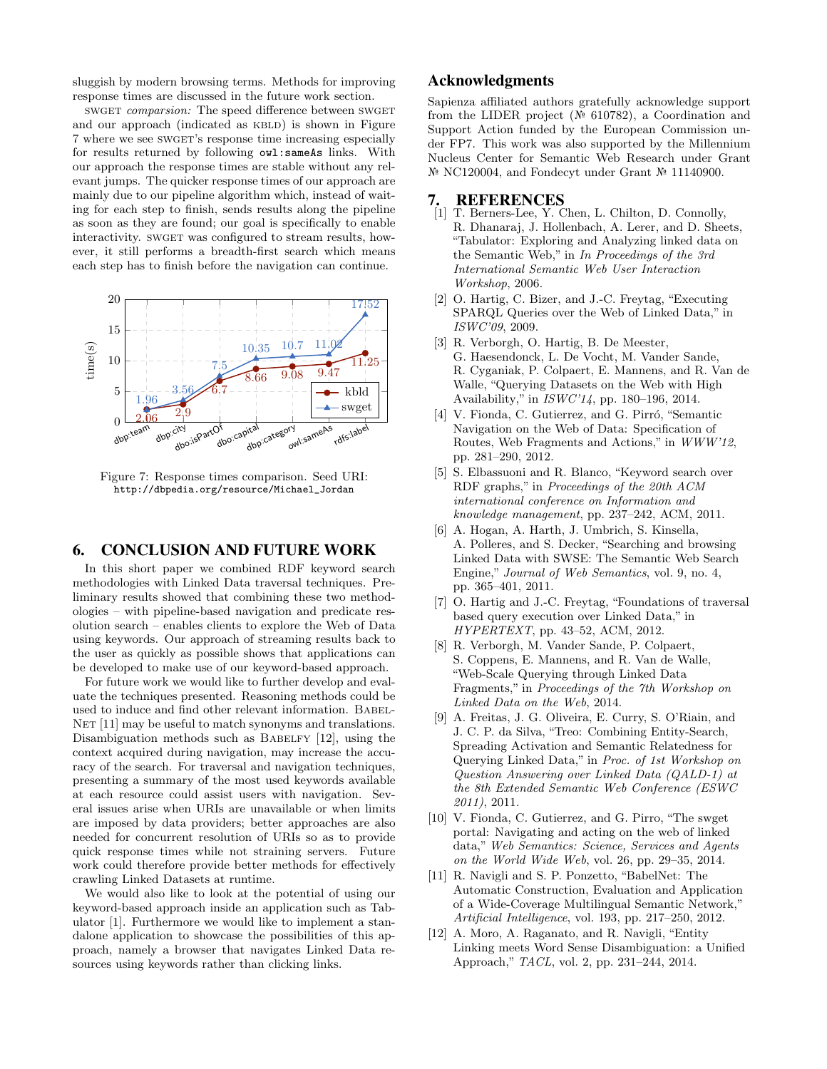sluggish by modern browsing terms. Methods for improving response times are discussed in the future work section.

SWGET *comparsion:* The speed difference between SWGET and our approach (indicated as KBLD) is shown in Figure 7 where we see SWGET's response time increasing especially for results returned by following `owl:sameAs` links. With our approach the response times are stable without any relevant jumps. The quicker response times of our approach are mainly due to our pipeline algorithm which, instead of waiting for each step to finish, sends results along the pipeline as soon as they are found; our goal is specifically to enable interactivity. SWGET was configured to stream results, however, it still performs a breadth-first search which means each step has to finish before the navigation can continue.

time(s)
20
15
10
5
0
dbp:team
dbp:city
dbo:isPartOf
dbo:capital
dbp:category
owl:sameAs
rdfs:label
kbld: 2.06, 2.9, 6.7, 8.66, 9.08, 9.47, 11.25
swget: 1.96, 3.56, 7.5, 10.35, 10.7, 11.02, 17.52

Figure 7: Response times comparison. Seed URI: `http://dbpedia.org/resource/Michael_Jordan`

## 6. CONCLUSION AND FUTURE WORK

In this short paper we combined RDF keyword search methodologies with Linked Data traversal techniques. Preliminary results showed that combining these two methodologies – with pipeline-based navigation and predicate resolution search – enables clients to explore the Web of Data using keywords. Our approach of streaming results back to the user as quickly as possible shows that applications can be developed to make use of our keyword-based approach.

For future work we would like to further develop and evaluate the techniques presented. Reasoning methods could be used to induce and find other relevant information. BABELNET [11] may be useful to match synonyms and translations. Disambiguation methods such as BABELFY [12], using the context acquired during navigation, may increase the accuracy of the search. For traversal and navigation techniques, presenting a summary of the most used keywords available at each resource could assist users with navigation. Several issues arise when URIs are unavailable or when limits are imposed by data providers; better approaches are also needed for concurrent resolution of URIs so as to provide quick response times while not straining servers. Future work could therefore provide better methods for effectively crawling Linked Datasets at runtime.

We would also like to look at the potential of using our keyword-based approach inside an application such as Tabulator [1]. Furthermore we would like to implement a standalone application to showcase the possibilities of this approach, namely a browser that navigates Linked Data resources using keywords rather than clicking links.

## Acknowledgments

Sapienza affiliated authors gratefully acknowledge support from the LIDER project (№ 610782), a Coordination and Support Action funded by the European Commission under FP7. This work was also supported by the Millennium Nucleus Center for Semantic Web Research under Grant № NC120004, and Fondecyt under Grant № 11140900.

## 7. REFERENCES

[1] T. Berners-Lee, Y. Chen, L. Chilton, D. Connolly, R. Dhanaraj, J. Hollenbach, A. Lerer, and D. Sheets, "Tabulator: Exploring and Analyzing linked data on the Semantic Web," in *In Proceedings of the 3rd International Semantic Web User Interaction Workshop*, 2006.

[2] O. Hartig, C. Bizer, and J.-C. Freytag, "Executing SPARQL Queries over the Web of Linked Data," in *ISWC'09*, 2009.

[3] R. Verborgh, O. Hartig, B. De Meester, G. Haesendonck, L. De Vocht, M. Vander Sande, R. Cyganiak, P. Colpaert, E. Mannens, and R. Van de Walle, "Querying Datasets on the Web with High Availability," in *ISWC'14*, pp. 180–196, 2014.

[4] V. Fionda, C. Gutierrez, and G. Pirró, "Semantic Navigation on the Web of Data: Specification of Routes, Web Fragments and Actions," in *WWW'12*, pp. 281–290, 2012.

[5] S. Elbassuoni and R. Blanco, "Keyword search over RDF graphs," in *Proceedings of the 20th ACM international conference on Information and knowledge management*, pp. 237–242, ACM, 2011.

[6] A. Hogan, A. Harth, J. Umbrich, S. Kinsella, A. Polleres, and S. Decker, "Searching and browsing Linked Data with SWSE: The Semantic Web Search Engine," *Journal of Web Semantics*, vol. 9, no. 4, pp. 365–401, 2011.

[7] O. Hartig and J.-C. Freytag, "Foundations of traversal based query execution over Linked Data," in *HYPERTEXT*, pp. 43–52, ACM, 2012.

[8] R. Verborgh, M. Vander Sande, P. Colpaert, S. Coppens, E. Mannens, and R. Van de Walle, "Web-Scale Querying through Linked Data Fragments," in *Proceedings of the 7th Workshop on Linked Data on the Web*, 2014.

[9] A. Freitas, J. G. Oliveira, E. Curry, S. O'Riain, and J. C. P. da Silva, "Treo: Combining Entity-Search, Spreading Activation and Semantic Relatedness for Querying Linked Data," in *Proc. of 1st Workshop on Question Answering over Linked Data (QALD-1) at the 8th Extended Semantic Web Conference (ESWC 2011)*, 2011.

[10] V. Fionda, C. Gutierrez, and G. Pirro, "The swget portal: Navigating and acting on the web of linked data," *Web Semantics: Science, Services and Agents on the World Wide Web*, vol. 26, pp. 29–35, 2014.

[11] R. Navigli and S. P. Ponzetto, "BabelNet: The Automatic Construction, Evaluation and Application of a Wide-Coverage Multilingual Semantic Network," *Artificial Intelligence*, vol. 193, pp. 217–250, 2012.

[12] A. Moro, A. Raganato, and R. Navigli, "Entity Linking meets Word Sense Disambiguation: a Unified Approach," *TACL*, vol. 2, pp. 231–244, 2014.